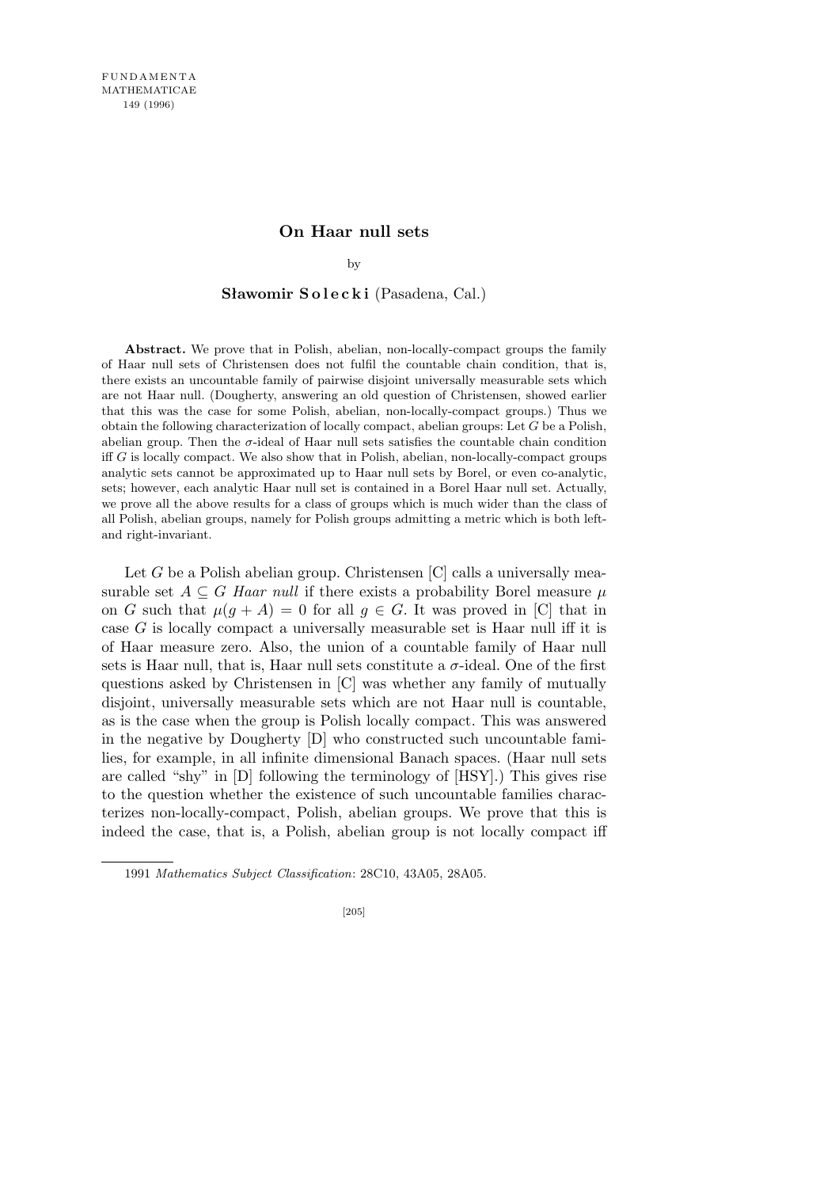# On Haar null sets

by

**Sławomir Solecki** (Pasadena, Cal.)

**Abstract.** We prove that in Polish, abelian, non-locally-compact groups the family of Haar null sets of Christensen does not fulfil the countable chain condition, that is, there exists an uncountable family of pairwise disjoint universally measurable sets which are not Haar null. (Dougherty, answering an old question of Christensen, showed earlier that this was the case for some Polish, abelian, non-locally-compact groups.) Thus we obtain the following characterization of locally compact, abelian groups: Let $G$ be a Polish, abelian group. Then the $\sigma$-ideal of Haar null sets satisfies the countable chain condition iff $G$ is locally compact. We also show that in Polish, abelian, non-locally-compact groups analytic sets cannot be approximated up to Haar null sets by Borel, or even co-analytic, sets; however, each analytic Haar null set is contained in a Borel Haar null set. Actually, we prove all the above results for a class of groups which is much wider than the class of all Polish, abelian groups, namely for Polish groups admitting a metric which is both left- and right-invariant.

Let $G$ be a Polish abelian group. Christensen [C] calls a universally measurable set $A \subseteq G$ *Haar null* if there exists a probability Borel measure $\mu$ on $G$ such that $\mu(g + A) = 0$ for all $g \in G$. It was proved in [C] that in case $G$ is locally compact a universally measurable set is Haar null iff it is of Haar measure zero. Also, the union of a countable family of Haar null sets is Haar null, that is, Haar null sets constitute a $\sigma$-ideal. One of the first questions asked by Christensen in [C] was whether any family of mutually disjoint, universally measurable sets which are not Haar null is countable, as is the case when the group is Polish locally compact. This was answered in the negative by Dougherty [D] who constructed such uncountable families, for example, in all infinite dimensional Banach spaces. (Haar null sets are called "shy" in [D] following the terminology of [HSY].) This gives rise to the question whether the existence of such uncountable families characterizes non-locally-compact, Polish, abelian groups. We prove that this is indeed the case, that is, a Polish, abelian group is not locally compact iff

---

1991 *Mathematics Subject Classification*: 28C10, 43A05, 28A05.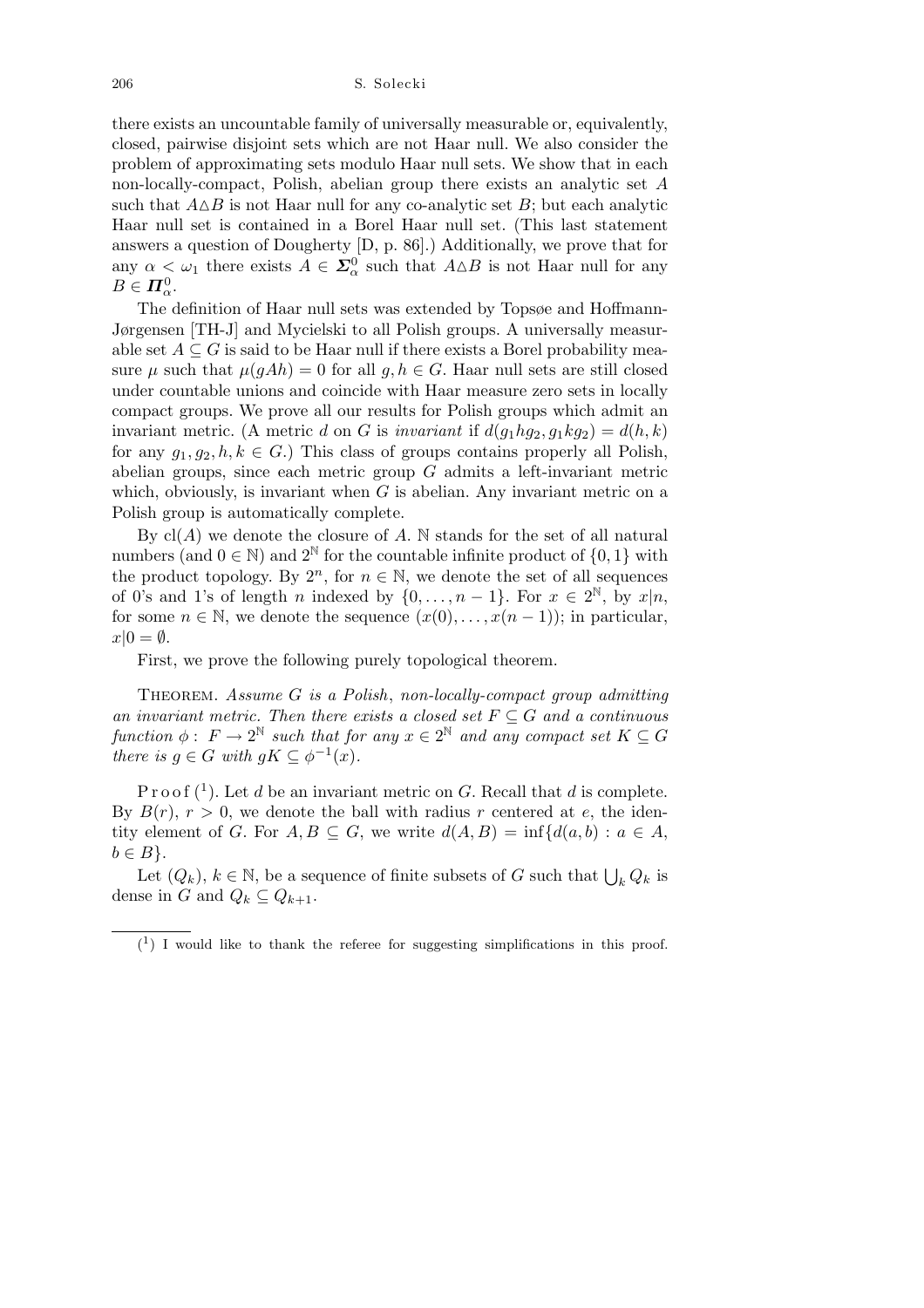there exists an uncountable family of universally measurable or, equivalently, closed, pairwise disjoint sets which are not Haar null. We also consider the problem of approximating sets modulo Haar null sets. We show that in each non-locally-compact, Polish, abelian group there exists an analytic set $A$ such that $A\triangle B$ is not Haar null for any co-analytic set $B$; but each analytic Haar null set is contained in a Borel Haar null set. (This last statement answers a question of Dougherty [D, p. 86].) Additionally, we prove that for any $\alpha < \omega_1$ there exists $A \in \boldsymbol{\Sigma}^0_\alpha$ such that $A\triangle B$ is not Haar null for any $B \in \boldsymbol{\Pi}^0_\alpha$.

The definition of Haar null sets was extended by Topsøe and Hoffmann-Jørgensen [TH-J] and Mycielski to all Polish groups. A universally measurable set $A \subseteq G$ is said to be Haar null if there exists a Borel probability measure $\mu$ such that $\mu(gAh) = 0$ for all $g, h \in G$. Haar null sets are still closed under countable unions and coincide with Haar measure zero sets in locally compact groups. We prove all our results for Polish groups which admit an invariant metric. (A metric $d$ on $G$ is *invariant* if $d(g_1hg_2, g_1kg_2) = d(h, k)$ for any $g_1, g_2, h, k \in G$.) This class of groups contains properly all Polish, abelian groups, since each metric group $G$ admits a left-invariant metric which, obviously, is invariant when $G$ is abelian. Any invariant metric on a Polish group is automatically complete.

By $\mathrm{cl}(A)$ we denote the closure of $A$. $\mathbb{N}$ stands for the set of all natural numbers (and $0 \in \mathbb{N}$) and $2^{\mathbb{N}}$ for the countable infinite product of $\{0, 1\}$ with the product topology. By $2^n$, for $n \in \mathbb{N}$, we denote the set of all sequences of 0's and 1's of length $n$ indexed by $\{0, \ldots, n-1\}$. For $x \in 2^{\mathbb{N}}$, by $x|n$, for some $n \in \mathbb{N}$, we denote the sequence $(x(0), \ldots, x(n-1))$; in particular, $x|0 = \emptyset$.

First, we prove the following purely topological theorem.

THEOREM. *Assume $G$ is a Polish, non-locally-compact group admitting an invariant metric. Then there exists a closed set $F \subseteq G$ and a continuous function $\phi : F \to 2^{\mathbb{N}}$ such that for any $x \in 2^{\mathbb{N}}$ and any compact set $K \subseteq G$ there is $g \in G$ with $gK \subseteq \phi^{-1}(x)$.*

Proof [1]. Let $d$ be an invariant metric on $G$. Recall that $d$ is complete. By $B(r)$, $r > 0$, we denote the ball with radius $r$ centered at $e$, the identity element of $G$. For $A, B \subseteq G$, we write $d(A, B) = \inf\{d(a, b) : a \in A, b \in B\}$.

Let $(Q_k)$, $k \in \mathbb{N}$, be a sequence of finite subsets of $G$ such that $\bigcup_k Q_k$ is dense in $G$ and $Q_k \subseteq Q_{k+1}$.

[1] I would like to thank the referee for suggesting simplifications in this proof.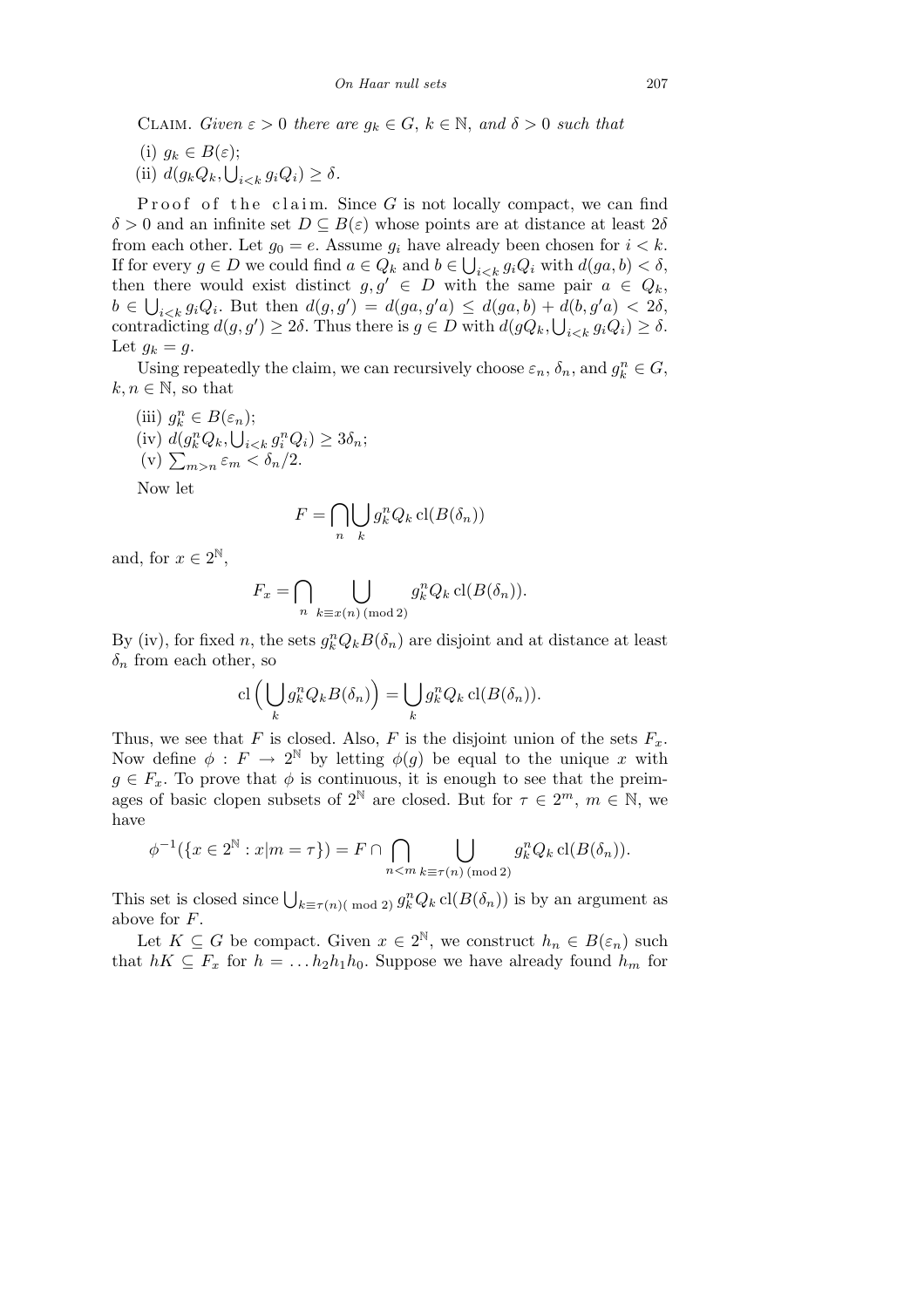CLAIM. *Given $\varepsilon > 0$ there are $g_k \in G$, $k \in \mathbb{N}$, and $\delta > 0$ such that*

(i) $g_k \in B(\varepsilon)$;

(ii) $d(g_k Q_k, \bigcup_{i<k} g_i Q_i) \geq \delta$.

Proof of the claim. Since $G$ is not locally compact, we can find $\delta > 0$ and an infinite set $D \subseteq B(\varepsilon)$ whose points are at distance at least $2\delta$ from each other. Let $g_0 = e$. Assume $g_i$ have already been chosen for $i < k$. If for every $g \in D$ we could find $a \in Q_k$ and $b \in \bigcup_{i<k} g_i Q_i$ with $d(ga, b) < \delta$, then there would exist distinct $g, g' \in D$ with the same pair $a \in Q_k$, $b \in \bigcup_{i<k} g_i Q_i$. But then $d(g, g') = d(ga, g'a) \leq d(ga, b) + d(b, g'a) < 2\delta$, contradicting $d(g, g') \geq 2\delta$. Thus there is $g \in D$ with $d(gQ_k, \bigcup_{i<k} g_i Q_i) \geq \delta$. Let $g_k = g$.

Using repeatedly the claim, we can recursively choose $\varepsilon_n$, $\delta_n$, and $g_k^n \in G$, $k, n \in \mathbb{N}$, so that

(iii) $g_k^n \in B(\varepsilon_n)$;

(iv) $d(g_k^n Q_k, \bigcup_{i<k} g_i^n Q_i) \geq 3\delta_n$;

(v) $\sum_{m>n} \varepsilon_m < \delta_n/2$.

Now let

$$F = \bigcap_n \bigcup_k g_k^n Q_k \operatorname{cl}(B(\delta_n))$$

and, for $x \in 2^{\mathbb{N}}$,

$$F_x = \bigcap_n \bigcup_{k \equiv x(n) \,(\mathrm{mod}\, 2)} g_k^n Q_k \operatorname{cl}(B(\delta_n)).$$

By (iv), for fixed $n$, the sets $g_k^n Q_k B(\delta_n)$ are disjoint and at distance at least $\delta_n$ from each other, so

$$\operatorname{cl}\Big(\bigcup_k g_k^n Q_k B(\delta_n)\Big) = \bigcup_k g_k^n Q_k \operatorname{cl}(B(\delta_n)).$$

Thus, we see that $F$ is closed. Also, $F$ is the disjoint union of the sets $F_x$. Now define $\phi : F \to 2^{\mathbb{N}}$ by letting $\phi(g)$ be equal to the unique $x$ with $g \in F_x$. To prove that $\phi$ is continuous, it is enough to see that the preimages of basic clopen subsets of $2^{\mathbb{N}}$ are closed. But for $\tau \in 2^m$, $m \in \mathbb{N}$, we have

$$\phi^{-1}(\{x \in 2^{\mathbb{N}} : x|m = \tau\}) = F \cap \bigcap_{n<m} \bigcup_{k \equiv \tau(n) \,(\mathrm{mod}\, 2)} g_k^n Q_k \operatorname{cl}(B(\delta_n)).$$

This set is closed since $\bigcup_{k \equiv \tau(n) (\bmod 2)} g_k^n Q_k \operatorname{cl}(B(\delta_n))$ is by an argument as above for $F$.

Let $K \subseteq G$ be compact. Given $x \in 2^{\mathbb{N}}$, we construct $h_n \in B(\varepsilon_n)$ such that $hK \subseteq F_x$ for $h = \ldots h_2 h_1 h_0$. Suppose we have already found $h_m$ for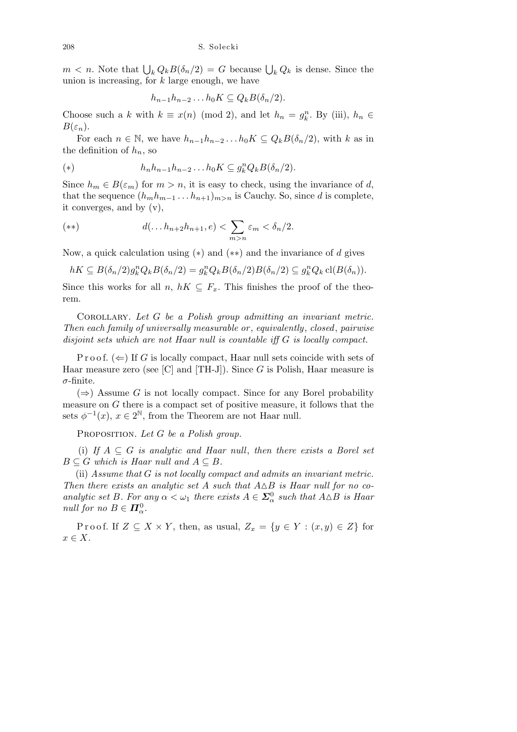$m < n$. Note that $\bigcup_k Q_k B(\delta_n/2) = G$ because $\bigcup_k Q_k$ is dense. Since the union is increasing, for $k$ large enough, we have

$$h_{n-1}h_{n-2}\dots h_0 K \subseteq Q_k B(\delta_n/2).$$

Choose such a $k$ with $k \equiv x(n) \pmod 2$, and let $h_n = g_k^n$. By (iii), $h_n \in B(\varepsilon_n)$.

For each $n \in \mathbb{N}$, we have $h_{n-1}h_{n-2}\dots h_0 K \subseteq Q_k B(\delta_n/2)$, with $k$ as in the definition of $h_n$, so

$$(*) \qquad h_n h_{n-1}h_{n-2}\dots h_0 K \subseteq g_k^n Q_k B(\delta_n/2).$$

Since $h_m \in B(\varepsilon_m)$ for $m > n$, it is easy to check, using the invariance of $d$, that the sequence $(h_m h_{m-1}\dots h_{n+1})_{m>n}$ is Cauchy. So, since $d$ is complete, it converges, and by (v),

$$(**) \qquad d(\dots h_{n+2}h_{n+1}, e) < \sum_{m>n} \varepsilon_m < \delta_n/2.$$

Now, a quick calculation using $(*)$ and $(**)$ and the invariance of $d$ gives

$$hK \subseteq B(\delta_n/2) g_k^n Q_k B(\delta_n/2) = g_k^n Q_k B(\delta_n/2) B(\delta_n/2) \subseteq g_k^n Q_k \operatorname{cl}(B(\delta_n)).$$

Since this works for all $n$, $hK \subseteq F_x$. This finishes the proof of the theorem.

Corollary. *Let $G$ be a Polish group admitting an invariant metric. Then each family of universally measurable or, equivalently, closed, pairwise disjoint sets which are not Haar null is countable iff $G$ is locally compact.*

Proof. ($\Leftarrow$) If $G$ is locally compact, Haar null sets coincide with sets of Haar measure zero (see [C] and [TH-J]). Since $G$ is Polish, Haar measure is $\sigma$-finite.

($\Rightarrow$) Assume $G$ is not locally compact. Since for any Borel probability measure on $G$ there is a compact set of positive measure, it follows that the sets $\phi^{-1}(x)$, $x \in 2^{\mathbb{N}}$, from the Theorem are not Haar null.

Proposition. *Let $G$ be a Polish group.*

(i) *If $A \subseteq G$ is analytic and Haar null, then there exists a Borel set $B \subseteq G$ which is Haar null and $A \subseteq B$.*

(ii) *Assume that $G$ is not locally compact and admits an invariant metric. Then there exists an analytic set $A$ such that $A \triangle B$ is Haar null for no co-analytic set $B$. For any $\alpha < \omega_1$ there exists $A \in \boldsymbol{\Sigma}^0_\alpha$ such that $A \triangle B$ is Haar null for no $B \in \boldsymbol{\Pi}^0_\alpha$.*

Proof. If $Z \subseteq X \times Y$, then, as usual, $Z_x = \{y \in Y : (x, y) \in Z\}$ for $x \in X$.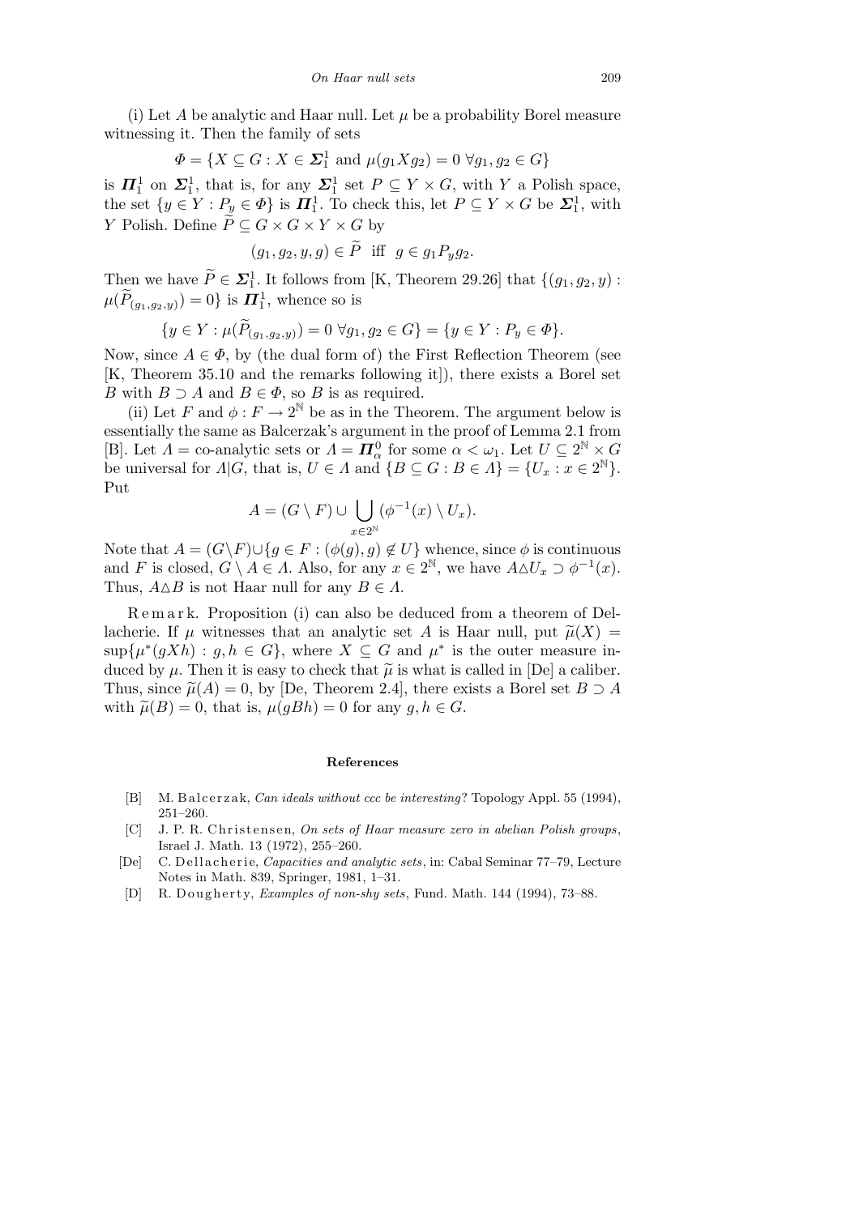(i) Let $A$ be analytic and Haar null. Let $\mu$ be a probability Borel measure witnessing it. Then the family of sets

$$\Phi = \{X \subseteq G : X \in \boldsymbol{\Sigma}^1_1 \text{ and } \mu(g_1 X g_2) = 0 \ \forall g_1, g_2 \in G\}$$

is $\boldsymbol{\Pi}^1_1$ on $\boldsymbol{\Sigma}^1_1$, that is, for any $\boldsymbol{\Sigma}^1_1$ set $P \subseteq Y \times G$, with $Y$ a Polish space, the set $\{y \in Y : P_y \in \Phi\}$ is $\boldsymbol{\Pi}^1_1$. To check this, let $P \subseteq Y \times G$ be $\boldsymbol{\Sigma}^1_1$, with $Y$ Polish. Define $\widetilde{P} \subseteq G \times G \times Y \times G$ by

$$(g_1, g_2, y, g) \in \widetilde{P} \ \text{ iff } \ g \in g_1 P_y g_2.$$

Then we have $\widetilde{P} \in \boldsymbol{\Sigma}^1_1$. It follows from [K, Theorem 29.26] that $\{(g_1, g_2, y) : \mu(\widetilde{P}_{(g_1,g_2,y)}) = 0\}$ is $\boldsymbol{\Pi}^1_1$, whence so is

$$\{y \in Y : \mu(\widetilde{P}_{(g_1,g_2,y)}) = 0 \ \forall g_1, g_2 \in G\} = \{y \in Y : P_y \in \Phi\}.$$

Now, since $A \in \Phi$, by (the dual form of) the First Reflection Theorem (see [K, Theorem 35.10 and the remarks following it]), there exists a Borel set $B$ with $B \supset A$ and $B \in \Phi$, so $B$ is as required.

(ii) Let $F$ and $\phi : F \to 2^{\mathbb{N}}$ be as in the Theorem. The argument below is essentially the same as Balcerzak's argument in the proof of Lemma 2.1 from [B]. Let $\Lambda =$ co-analytic sets or $\Lambda = \boldsymbol{\Pi}^0_\alpha$ for some $\alpha < \omega_1$. Let $U \subseteq 2^{\mathbb{N}} \times G$ be universal for $\Lambda | G$, that is, $U \in \Lambda$ and $\{B \subseteq G : B \in \Lambda\} = \{U_x : x \in 2^{\mathbb{N}}\}$. Put

$$A = (G \setminus F) \cup \bigcup_{x \in 2^{\mathbb{N}}} (\phi^{-1}(x) \setminus U_x).$$

Note that $A = (G \setminus F) \cup \{g \in F : (\phi(g), g) \notin U\}$ whence, since $\phi$ is continuous and $F$ is closed, $G \setminus A \in \Lambda$. Also, for any $x \in 2^{\mathbb{N}}$, we have $A \triangle U_x \supset \phi^{-1}(x)$. Thus, $A \triangle B$ is not Haar null for any $B \in \Lambda$.

Remark. Proposition (i) can also be deduced from a theorem of Dellacherie. If $\mu$ witnesses that an analytic set $A$ is Haar null, put $\widetilde{\mu}(X) = \sup\{\mu^*(gXh) : g, h \in G\}$, where $X \subseteq G$ and $\mu^*$ is the outer measure induced by $\mu$. Then it is easy to check that $\widetilde{\mu}$ is what is called in [De] a caliber. Thus, since $\widetilde{\mu}(A) = 0$, by [De, Theorem 2.4], there exists a Borel set $B \supset A$ with $\widetilde{\mu}(B) = 0$, that is, $\mu(gBh) = 0$ for any $g, h \in G$.

## References

[B] M. Balcerzak, *Can ideals without ccc be interesting?* Topology Appl. 55 (1994), 251–260.

[C] J. P. R. Christensen, *On sets of Haar measure zero in abelian Polish groups*, Israel J. Math. 13 (1972), 255–260.

[De] C. Dellacherie, *Capacities and analytic sets*, in: Cabal Seminar 77–79, Lecture Notes in Math. 839, Springer, 1981, 1–31.

[D] R. Dougherty, *Examples of non-shy sets*, Fund. Math. 144 (1994), 73–88.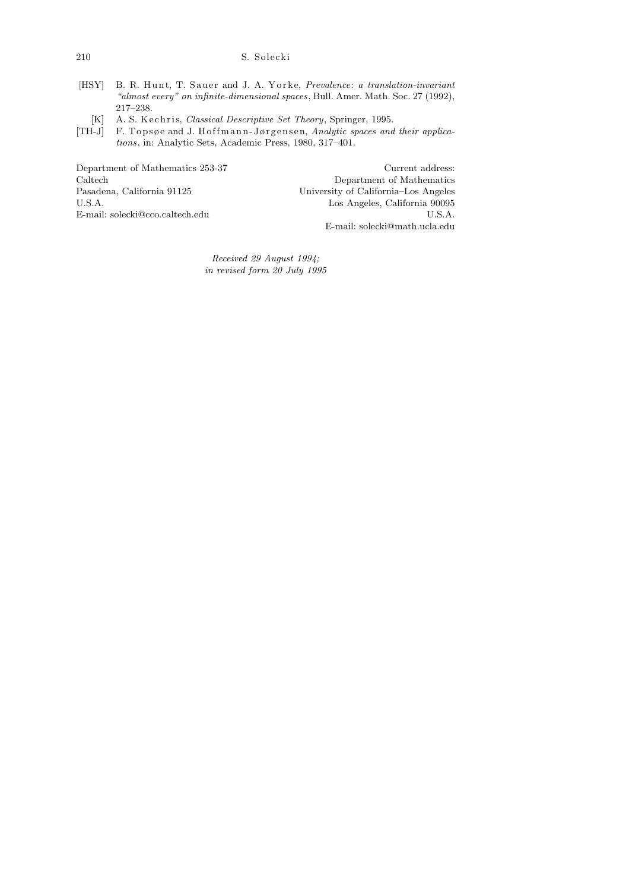[HSY] B. R. Hunt, T. Sauer and J. A. Yorke, *Prevalence: a translation-invariant "almost every" on infinite-dimensional spaces*, Bull. Amer. Math. Soc. 27 (1992), 217–238.

[K] A. S. Kechris, *Classical Descriptive Set Theory*, Springer, 1995.

[TH-J] F. Topsøe and J. Hoffmann-Jørgensen, *Analytic spaces and their applications*, in: Analytic Sets, Academic Press, 1980, 317–401.

Department of Mathematics 253-37
Caltech
Pasadena, California 91125
U.S.A.
E-mail: solecki@cco.caltech.edu

Current address:
Department of Mathematics
University of California–Los Angeles
Los Angeles, California 90095
U.S.A.
E-mail: solecki@math.ucla.edu

*Received 29 August 1994;*
*in revised form 20 July 1995*